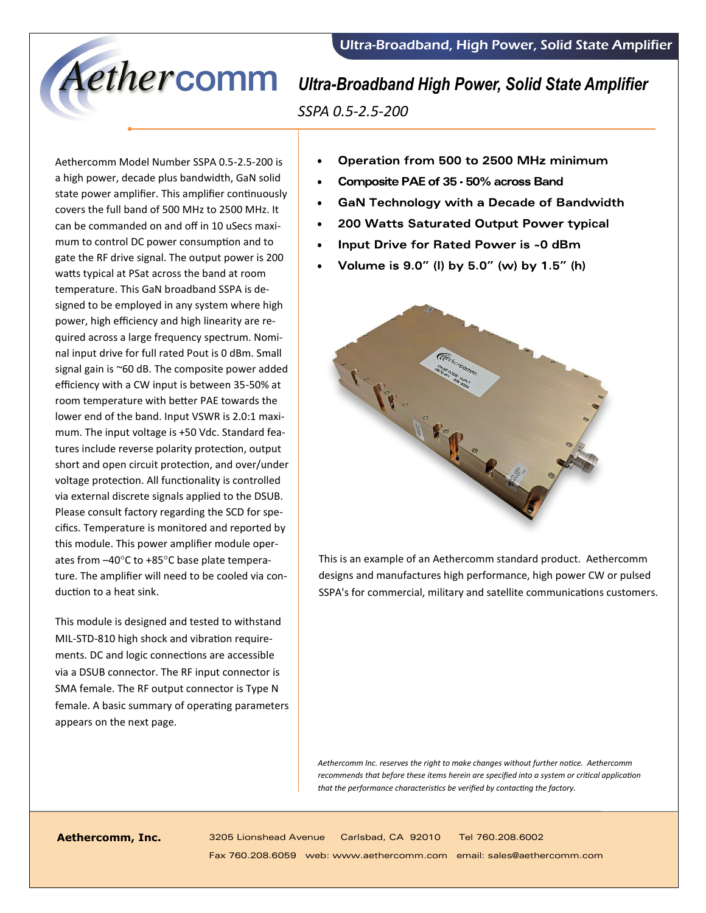# Ultra-Broadband High Power, Solid State Amplifier

*SSPA 0.5-2.5-200*

Aethercomm Model Number SSPA 0.5-2.5-200 is a high power, decade plus bandwidth, GaN solid state power amplifier. This amplifier continuously covers the full band of 500 MHz to 2500 MHz. It can be commanded on and off in 10 uSecs maximum to control DC power consumption and to gate the RF drive signal. The output power is 200 watts typical at PSat across the band at room temperature. This GaN broadband SSPA is designed to be employed in any system where high power, high efficiency and high linearity are required across a large frequency spectrum. Nominal input drive for full rated Pout is 0 dBm. Small signal gain is ~60 dB. The composite power added efficiency with a CW input is between 35-50% at room temperature with better PAE towards the lower end of the band. Input VSWR is 2.0:1 maximum. The input voltage is +50 Vdc. Standard features include reverse polarity protection, output short and open circuit protection, and over/under voltage protection. All functionality is controlled via external discrete signals applied to the DSUB. Please consult factory regarding the SCD for specifics. Temperature is monitored and reported by this module. This power amplifier module operates from –40°C to +85°C base plate temperature. The amplifier will need to be cooled via conduction to a heat sink.

This module is designed and tested to withstand MIL-STD-810 high shock and vibration requirements. DC and logic connections are accessible via a DSUB connector. The RF input connector is SMA female. The RF output connector is Type N female. A basic summary of operating parameters appears on the next page.

- **Operation from 500 to 2500 MHz minimum**
- **Composite PAE of 35 - 50% across Band**
- **GaN Technology with a Decade of Bandwidth**
- **200 Watts Saturated Output Power typical**
- **Input Drive for Rated Power is ~0 dBm**
- **Volume is 9.0" (l) by 5.0" (w) by 1.5" (h)**

This is an example of an Aethercomm standard product. Aethercomm designs and manufactures high performance, high power CW or pulsed SSPA's for commercial, military and satellite communications customers.

*Aethercomm Inc. reserves the right to make changes without further notice. Aethercomm recommends that before these items herein are specified into a system or critical application that the performance characteristics be verified by contacting the factory.*

**Aethercomm, Inc.** 3205 Lionshead Avenue Carlsbad, CA 92010 Tel 760.208.6002 Fax 760.208.6059 web: www.aethercomm.com email: sales@aethercomm.com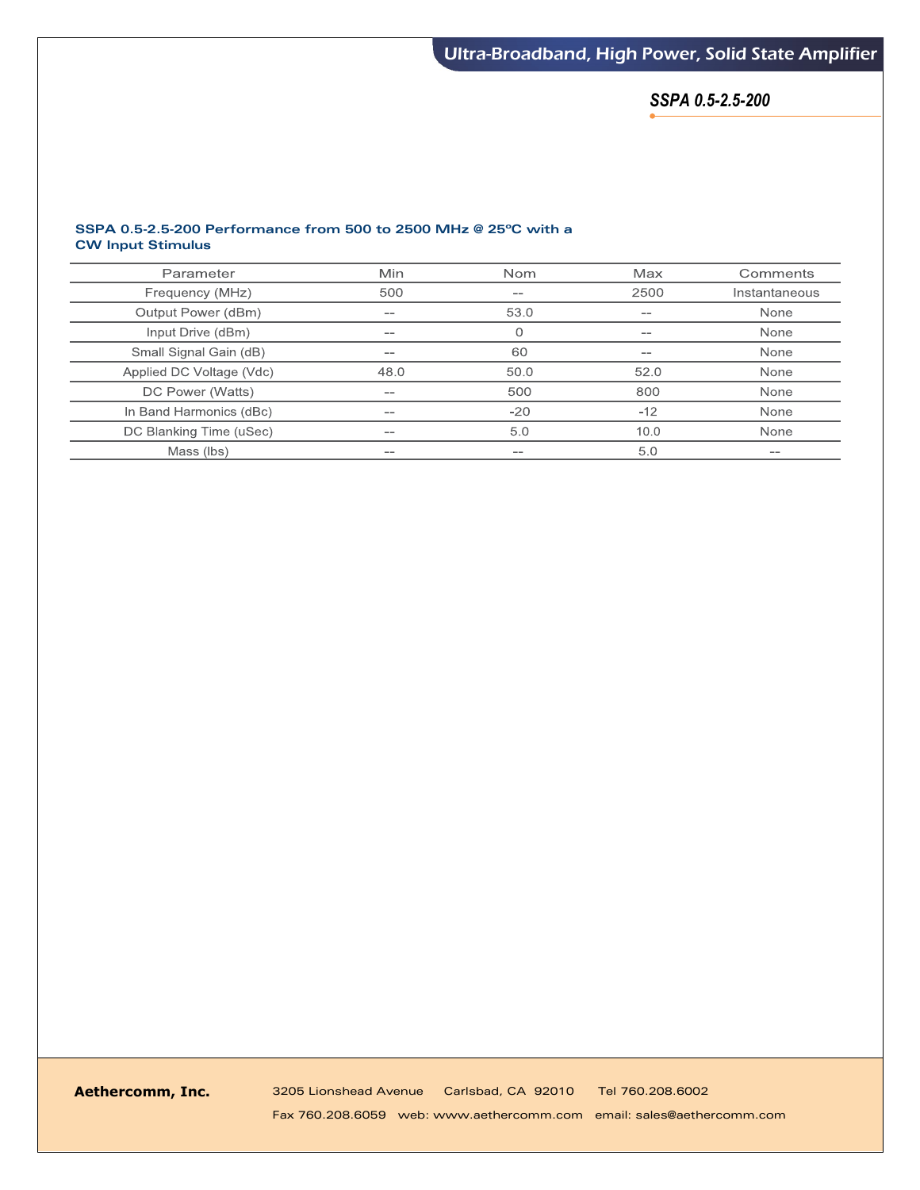## SSPA 0.5-2.5-200 Performance from 500 to 2500 MHz @ 25ºC with a CW Input Stimulus

| Parameter | Min | Nom | Max | Comments |
|---|---|---|---|---|
| Frequency (MHz) | 500 | -- | 2500 | Instantaneous |
| Output Power (dBm) | -- | 53.0 | -- | None |
| Input Drive (dBm) | -- | 0 | -- | None |
| Small Signal Gain (dB) | -- | 60 | -- | None |
| Applied DC Voltage (Vdc) | 48.0 | 50.0 | 52.0 | None |
| DC Power (Watts) | -- | 500 | 800 | None |
| In Band Harmonics (dBc) | -- | -20 | -12 | None |
| DC Blanking Time (uSec) | -- | 5.0 | 10.0 | None |
| Mass (lbs) | -- | -- | 5.0 | -- |

**Aethercomm, Inc.** 3205 Lionshead Avenue Carlsbad, CA 92010 Tel 760.208.6002

Fax 760.208.6059 web: www.aethercomm.com email: sales@aethercomm.com